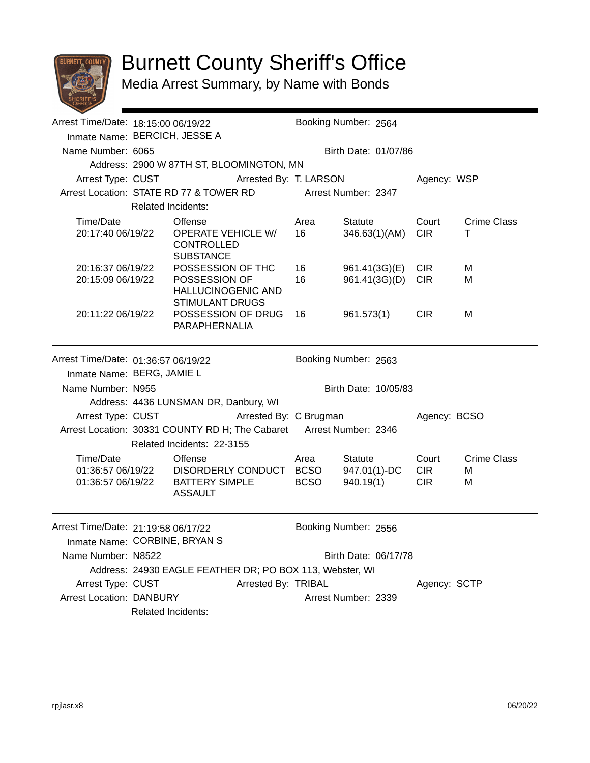# Burnett County Sheriff's Office

## Media Arrest Summary, by Name with Bonds

---

Arrest Time/Date: 18:15:00 06/19/22 | Booking Number: 2564

Inmate Name: BERCICH, JESSE A

Name Number: 6065 | Birth Date: 01/07/86

Address: 2900 W 87TH ST, BLOOMINGTON, MN

Arrest Type: CUST | Arrested By: T. LARSON | Agency: WSP

Arrest Location: STATE RD 77 & TOWER RD | Arrest Number: 2347

Related Incidents:

| Time/Date | Offense | Area | Statute | Court | Crime Class |
|---|---|---|---|---|---|
| 20:17:40 06/19/22 | OPERATE VEHICLE W/ CONTROLLED SUBSTANCE | 16 | 346.63(1)(AM) | CIR | T |
| 20:16:37 06/19/22 | POSSESSION OF THC | 16 | 961.41(3G)(E) | CIR | M |
| 20:15:09 06/19/22 | POSSESSION OF HALLUCINOGENIC AND STIMULANT DRUGS | 16 | 961.41(3G)(D) | CIR | M |
| 20:11:22 06/19/22 | POSSESSION OF DRUG PARAPHERNALIA | 16 | 961.573(1) | CIR | M |

---

Arrest Time/Date: 01:36:57 06/19/22 | Booking Number: 2563

Inmate Name: BERG, JAMIE L

Name Number: N955 | Birth Date: 10/05/83

Address: 4436 LUNSMAN DR, Danbury, WI

Arrest Type: CUST | Arrested By: C Brugman | Agency: BCSO

Arrest Location: 30331 COUNTY RD H; The Cabaret | Arrest Number: 2346

Related Incidents: 22-3155

| Time/Date | Offense | Area | Statute | Court | Crime Class |
|---|---|---|---|---|---|
| 01:36:57 06/19/22 | DISORDERLY CONDUCT | BCSO | 947.01(1)-DC | CIR | M |
| 01:36:57 06/19/22 | BATTERY SIMPLE ASSAULT | BCSO | 940.19(1) | CIR | M |

---

Arrest Time/Date: 21:19:58 06/17/22 | Booking Number: 2556

Inmate Name: CORBINE, BRYAN S

Name Number: N8522 | Birth Date: 06/17/78

Address: 24930 EAGLE FEATHER DR; PO BOX 113, Webster, WI

Arrest Type: CUST | Arrested By: TRIBAL | Agency: SCTP

Arrest Location: DANBURY | Arrest Number: 2339

Related Incidents: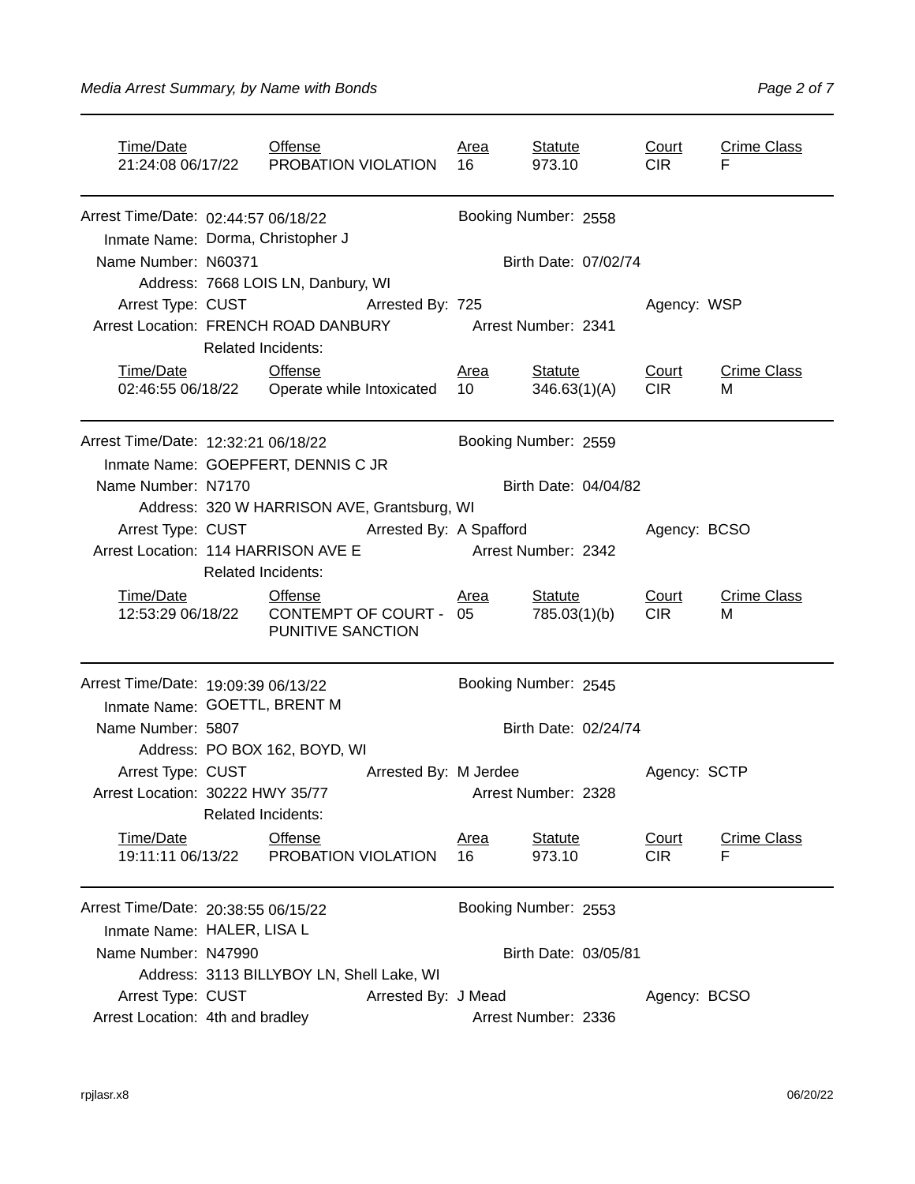| Time/Date | Offense | Area | Statute | Court | Crime Class |
|---|---|---|---|---|---|
| 21:24:08 06/17/22 | PROBATION VIOLATION | 16 | 973.10 | CIR | F |

---

Arrest Time/Date: 02:44:57 06/18/22 Booking Number: 2558
Inmate Name: Dorma, Christopher J
Name Number: N60371 Birth Date: 07/02/74
Address: 7668 LOIS LN, Danbury, WI
Arrest Type: CUST Arrested By: 725 Agency: WSP
Arrest Location: FRENCH ROAD DANBURY Arrest Number: 2341
Related Incidents:

| Time/Date | Offense | Area | Statute | Court | Crime Class |
|---|---|---|---|---|---|
| 02:46:55 06/18/22 | Operate while Intoxicated | 10 | 346.63(1)(A) | CIR | M |

---

Arrest Time/Date: 12:32:21 06/18/22 Booking Number: 2559
Inmate Name: GOEPFERT, DENNIS C JR
Name Number: N7170 Birth Date: 04/04/82
Address: 320 W HARRISON AVE, Grantsburg, WI
Arrest Type: CUST Arrested By: A Spafford Agency: BCSO
Arrest Location: 114 HARRISON AVE E Arrest Number: 2342
Related Incidents:

| Time/Date | Offense | Area | Statute | Court | Crime Class |
|---|---|---|---|---|---|
| 12:53:29 06/18/22 | CONTEMPT OF COURT - PUNITIVE SANCTION | 05 | 785.03(1)(b) | CIR | M |

---

Arrest Time/Date: 19:09:39 06/13/22 Booking Number: 2545
Inmate Name: GOETTL, BRENT M
Name Number: 5807 Birth Date: 02/24/74
Address: PO BOX 162, BOYD, WI
Arrest Type: CUST Arrested By: M Jerdee Agency: SCTP
Arrest Location: 30222 HWY 35/77 Arrest Number: 2328
Related Incidents:

| Time/Date | Offense | Area | Statute | Court | Crime Class |
|---|---|---|---|---|---|
| 19:11:11 06/13/22 | PROBATION VIOLATION | 16 | 973.10 | CIR | F |

---

Arrest Time/Date: 20:38:55 06/15/22 Booking Number: 2553
Inmate Name: HALER, LISA L
Name Number: N47990 Birth Date: 03/05/81
Address: 3113 BILLYBOY LN, Shell Lake, WI
Arrest Type: CUST Arrested By: J Mead Agency: BCSO
Arrest Location: 4th and bradley Arrest Number: 2336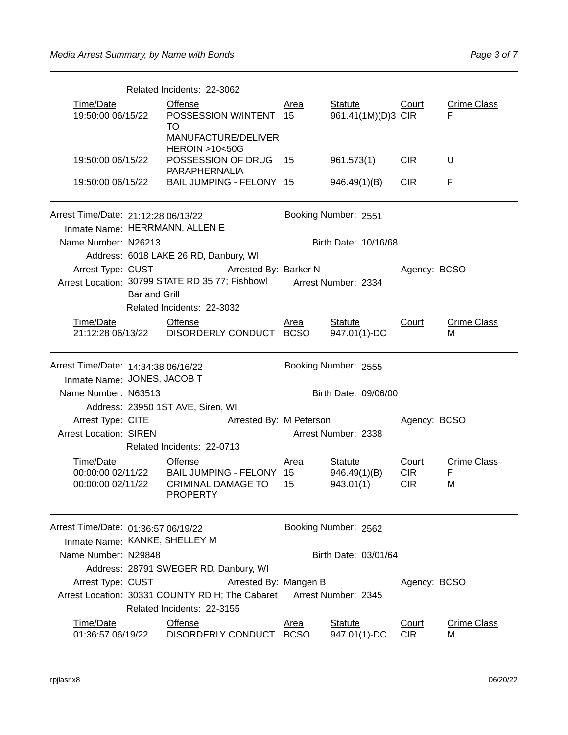Related Incidents: 22-3062

| Time/Date | Offense | Area | Statute | Court | Crime Class |
|---|---|---|---|---|---|
| 19:50:00 06/15/22 | POSSESSION W/INTENT TO MANUFACTURE/DELIVER HEROIN >10<50G | 15 | 961.41(1M)(D)3 | CIR | F |
| 19:50:00 06/15/22 | POSSESSION OF DRUG PARAPHERNALIA | 15 | 961.573(1) | CIR | U |
| 19:50:00 06/15/22 | BAIL JUMPING - FELONY | 15 | 946.49(1)(B) | CIR | F |

---

Arrest Time/Date: 21:12:28 06/13/22
Booking Number: 2551
Inmate Name: HERRMANN, ALLEN E
Name Number: N26213
Birth Date: 10/16/68
Address: 6018 LAKE 26 RD, Danbury, WI
Arrest Type: CUST
Arrested By: Barker N
Agency: BCSO
Arrest Location: 30799 STATE RD 35 77; Fishbowl Bar and Grill
Arrest Number: 2334
Related Incidents: 22-3032

| Time/Date | Offense | Area | Statute | Court | Crime Class |
|---|---|---|---|---|---|
| 21:12:28 06/13/22 | DISORDERLY CONDUCT | BCSO | 947.01(1)-DC | | M |

---

Arrest Time/Date: 14:34:38 06/16/22
Booking Number: 2555
Inmate Name: JONES, JACOB T
Name Number: N63513
Birth Date: 09/06/00
Address: 23950 1ST AVE, Siren, WI
Arrest Type: CITE
Arrested By: M Peterson
Agency: BCSO
Arrest Location: SIREN
Arrest Number: 2338
Related Incidents: 22-0713

| Time/Date | Offense | Area | Statute | Court | Crime Class |
|---|---|---|---|---|---|
| 00:00:00 02/11/22 | BAIL JUMPING - FELONY | 15 | 946.49(1)(B) | CIR | F |
| 00:00:00 02/11/22 | CRIMINAL DAMAGE TO PROPERTY | 15 | 943.01(1) | CIR | M |

---

Arrest Time/Date: 01:36:57 06/19/22
Booking Number: 2562
Inmate Name: KANKE, SHELLEY M
Name Number: N29848
Birth Date: 03/01/64
Address: 28791 SWEGER RD, Danbury, WI
Arrest Type: CUST
Arrested By: Mangen B
Agency: BCSO
Arrest Location: 30331 COUNTY RD H; The Cabaret
Arrest Number: 2345
Related Incidents: 22-3155

| Time/Date | Offense | Area | Statute | Court | Crime Class |
|---|---|---|---|---|---|
| 01:36:57 06/19/22 | DISORDERLY CONDUCT | BCSO | 947.01(1)-DC | CIR | M |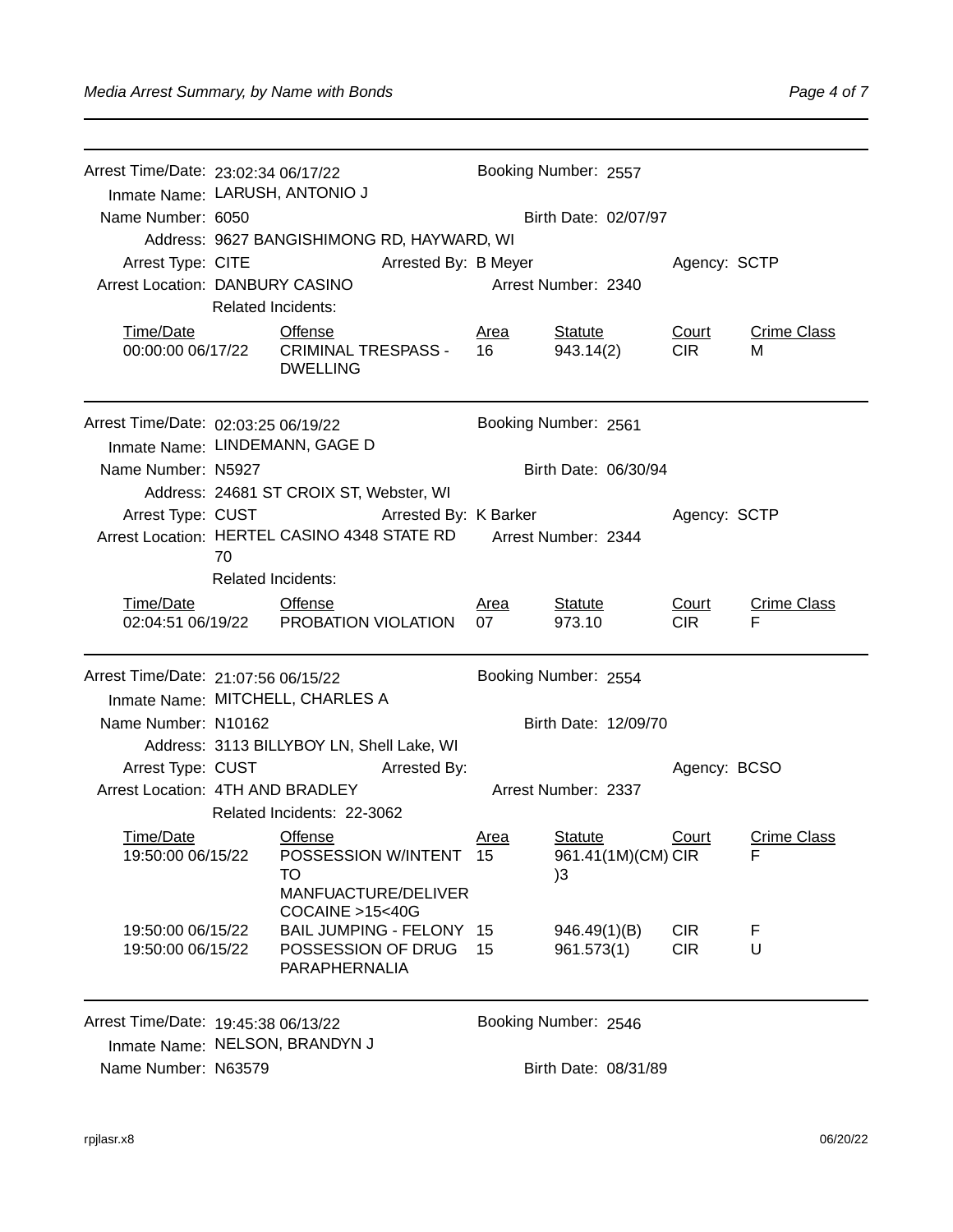Arrest Time/Date: 23:02:34 06/17/22 | Booking Number: 2557

Inmate Name: LARUSH, ANTONIO J

Name Number: 6050 | Birth Date: 02/07/97

Address: 9627 BANGISHIMONG RD, HAYWARD, WI

Arrest Type: CITE | Arrested By: B Meyer | Agency: SCTP

Arrest Location: DANBURY CASINO | Arrest Number: 2340

Related Incidents:

| Time/Date | Offense | Area | Statute | Court | Crime Class |
|---|---|---|---|---|---|
| 00:00:00 06/17/22 | CRIMINAL TRESPASS - DWELLING | 16 | 943.14(2) | CIR | M |

---

Arrest Time/Date: 02:03:25 06/19/22 | Booking Number: 2561

Inmate Name: LINDEMANN, GAGE D

Name Number: N5927 | Birth Date: 06/30/94

Address: 24681 ST CROIX ST, Webster, WI

Arrest Type: CUST | Arrested By: K Barker | Agency: SCTP

Arrest Location: HERTEL CASINO 4348 STATE RD 70 | Arrest Number: 2344

Related Incidents:

| Time/Date | Offense | Area | Statute | Court | Crime Class |
|---|---|---|---|---|---|
| 02:04:51 06/19/22 | PROBATION VIOLATION | 07 | 973.10 | CIR | F |

---

Arrest Time/Date: 21:07:56 06/15/22 | Booking Number: 2554

Inmate Name: MITCHELL, CHARLES A

Name Number: N10162 | Birth Date: 12/09/70

Address: 3113 BILLYBOY LN, Shell Lake, WI

Arrest Type: CUST | Arrested By: | Agency: BCSO

Arrest Location: 4TH AND BRADLEY | Arrest Number: 2337

Related Incidents: 22-3062

| Time/Date | Offense | Area | Statute | Court | Crime Class |
|---|---|---|---|---|---|
| 19:50:00 06/15/22 | POSSESSION W/INTENT TO MANFUACTURE/DELIVER COCAINE >15<40G | 15 | 961.41(1M)(CM)(3) | CIR | F |
| 19:50:00 06/15/22 | BAIL JUMPING - FELONY | 15 | 946.49(1)(B) | CIR | F |
| 19:50:00 06/15/22 | POSSESSION OF DRUG PARAPHERNALIA | 15 | 961.573(1) | CIR | U |

---

Arrest Time/Date: 19:45:38 06/13/22 | Booking Number: 2546

Inmate Name: NELSON, BRANDYN J

Name Number: N63579 | Birth Date: 08/31/89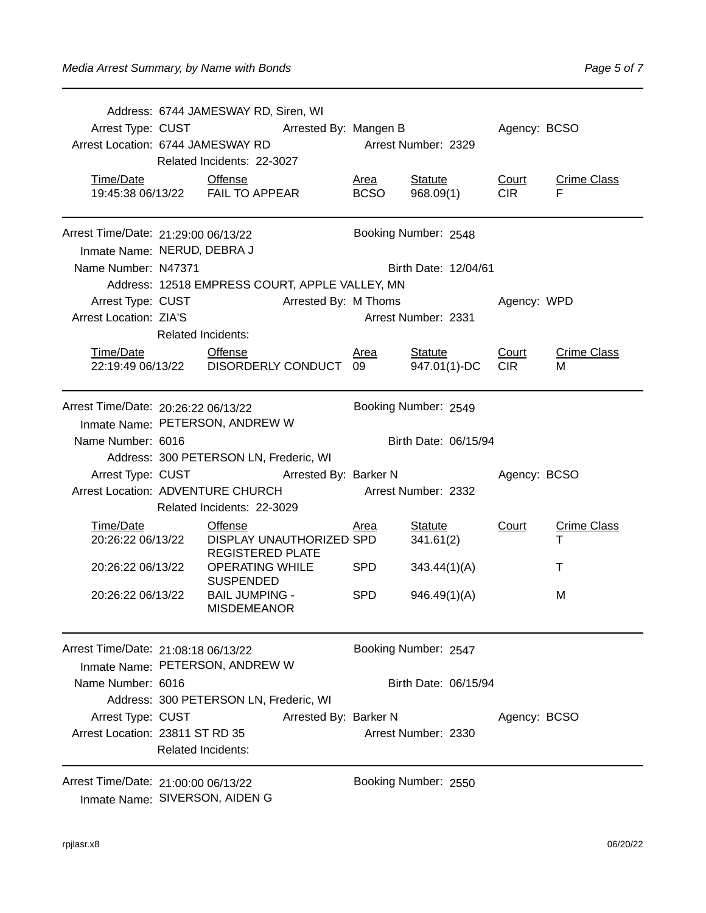Address: 6744 JAMESWAY RD, Siren, WI

Arrest Type: CUST Arrested By: Mangen B Agency: BCSO

Arrest Location: 6744 JAMESWAY RD Arrest Number: 2329

Related Incidents: 22-3027

| Time/Date | Offense | Area | Statute | Court | Crime Class |
|---|---|---|---|---|---|
| 19:45:38 06/13/22 | FAIL TO APPEAR | BCSO | 968.09(1) | CIR | F |

---

Arrest Time/Date: 21:29:00 06/13/22 Booking Number: 2548

Inmate Name: NERUD, DEBRA J

Name Number: N47371 Birth Date: 12/04/61

Address: 12518 EMPRESS COURT, APPLE VALLEY, MN

Arrest Type: CUST Arrested By: M Thoms Agency: WPD

Arrest Location: ZIA'S Arrest Number: 2331

Related Incidents:

| Time/Date | Offense | Area | Statute | Court | Crime Class |
|---|---|---|---|---|---|
| 22:19:49 06/13/22 | DISORDERLY CONDUCT | 09 | 947.01(1)-DC | CIR | M |

---

Arrest Time/Date: 20:26:22 06/13/22 Booking Number: 2549

Inmate Name: PETERSON, ANDREW W

Name Number: 6016 Birth Date: 06/15/94

Address: 300 PETERSON LN, Frederic, WI

Arrest Type: CUST Arrested By: Barker N Agency: BCSO

Arrest Location: ADVENTURE CHURCH Arrest Number: 2332

Related Incidents: 22-3029

| Time/Date | Offense | Area | Statute | Court | Crime Class |
|---|---|---|---|---|---|
| 20:26:22 06/13/22 | DISPLAY UNAUTHORIZED REGISTERED PLATE | SPD | 341.61(2) | | T |
| 20:26:22 06/13/22 | OPERATING WHILE SUSPENDED | SPD | 343.44(1)(A) | | T |
| 20:26:22 06/13/22 | BAIL JUMPING - MISDEMEANOR | SPD | 946.49(1)(A) | | M |

---

Arrest Time/Date: 21:08:18 06/13/22 Booking Number: 2547

Inmate Name: PETERSON, ANDREW W

Name Number: 6016 Birth Date: 06/15/94

Address: 300 PETERSON LN, Frederic, WI

Arrest Type: CUST Arrested By: Barker N Agency: BCSO

Arrest Location: 23811 ST RD 35 Arrest Number: 2330

Related Incidents:

---

Arrest Time/Date: 21:00:00 06/13/22 Booking Number: 2550

Inmate Name: SIVERSON, AIDEN G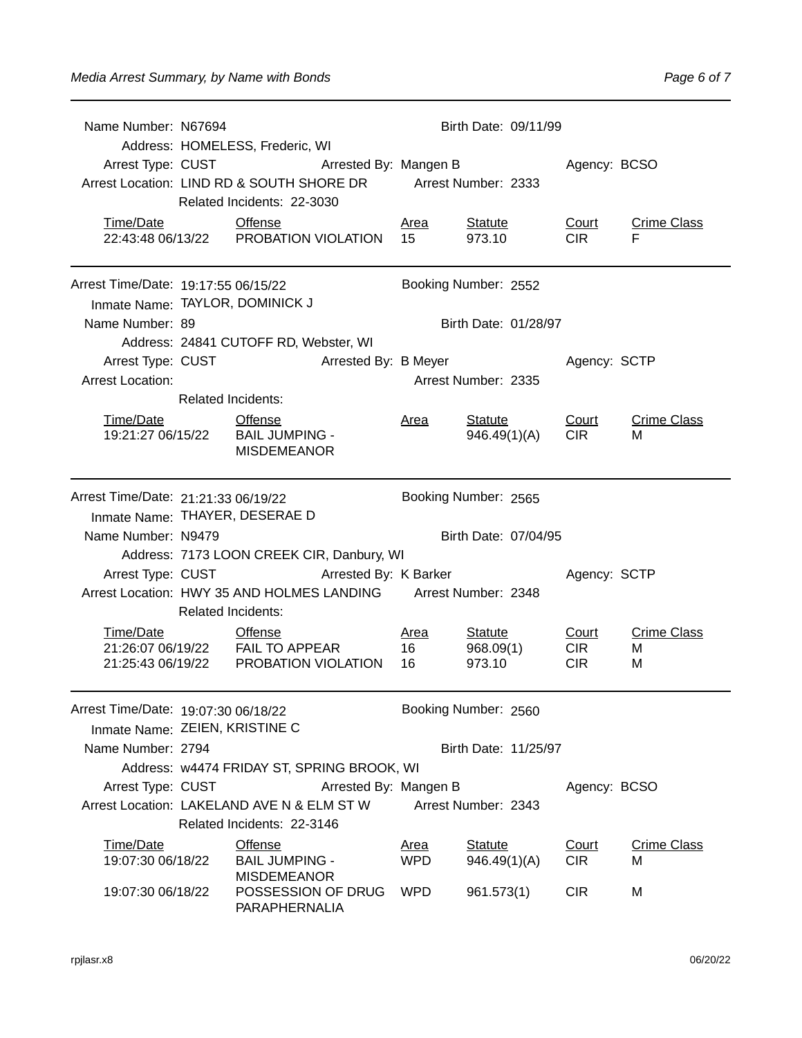Name Number: N67694 Birth Date: 09/11/99

Address: HOMELESS, Frederic, WI

Arrest Type: CUST Arrested By: Mangen B Agency: BCSO

Arrest Location: LIND RD & SOUTH SHORE DR Arrest Number: 2333

Related Incidents: 22-3030

| Time/Date | Offense | Area | Statute | Court | Crime Class |
|---|---|---|---|---|---|
| 22:43:48 06/13/22 | PROBATION VIOLATION | 15 | 973.10 | CIR | F |

---

Arrest Time/Date: 19:17:55 06/15/22 Booking Number: 2552

Inmate Name: TAYLOR, DOMINICK J

Name Number: 89 Birth Date: 01/28/97

Address: 24841 CUTOFF RD, Webster, WI

Arrest Type: CUST Arrested By: B Meyer Agency: SCTP

Arrest Location: Arrest Number: 2335

Related Incidents:

| Time/Date | Offense | Area | Statute | Court | Crime Class |
|---|---|---|---|---|---|
| 19:21:27 06/15/22 | BAIL JUMPING - MISDEMEANOR | | 946.49(1)(A) | CIR | M |

---

Arrest Time/Date: 21:21:33 06/19/22 Booking Number: 2565

Inmate Name: THAYER, DESERAE D

Name Number: N9479 Birth Date: 07/04/95

Address: 7173 LOON CREEK CIR, Danbury, WI

Arrest Type: CUST Arrested By: K Barker Agency: SCTP

Arrest Location: HWY 35 AND HOLMES LANDING Arrest Number: 2348

Related Incidents:

| Time/Date | Offense | Area | Statute | Court | Crime Class |
|---|---|---|---|---|---|
| 21:26:07 06/19/22 | FAIL TO APPEAR | 16 | 968.09(1) | CIR | M |
| 21:25:43 06/19/22 | PROBATION VIOLATION | 16 | 973.10 | CIR | M |

---

Arrest Time/Date: 19:07:30 06/18/22 Booking Number: 2560

Inmate Name: ZEIEN, KRISTINE C

Name Number: 2794 Birth Date: 11/25/97

Address: w4474 FRIDAY ST, SPRING BROOK, WI

Arrest Type: CUST Arrested By: Mangen B Agency: BCSO

Arrest Location: LAKELAND AVE N & ELM ST W Arrest Number: 2343

Related Incidents: 22-3146

| Time/Date | Offense | Area | Statute | Court | Crime Class |
|---|---|---|---|---|---|
| 19:07:30 06/18/22 | BAIL JUMPING - MISDEMEANOR | WPD | 946.49(1)(A) | CIR | M |
| 19:07:30 06/18/22 | POSSESSION OF DRUG PARAPHERNALIA | WPD | 961.573(1) | CIR | M |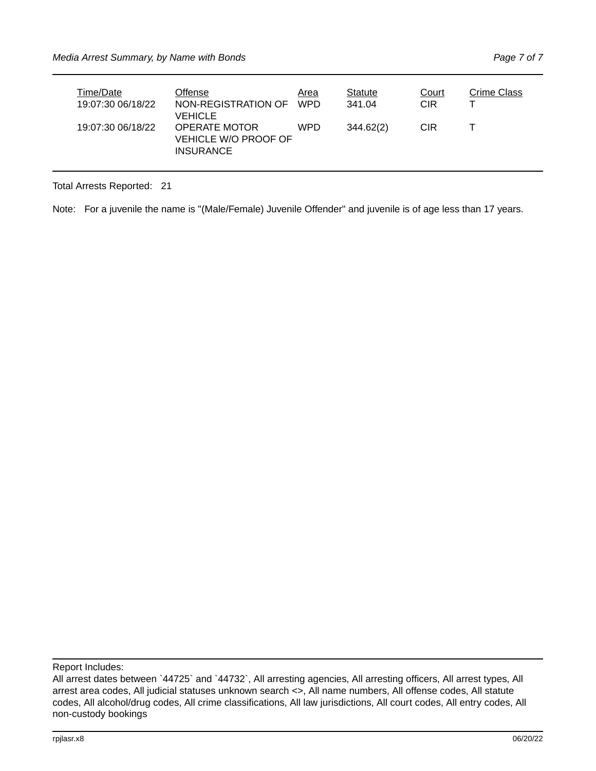| Time/Date | Offense | Area | Statute | Court | Crime Class |
|---|---|---|---|---|---|
| 19:07:30 06/18/22 | NON-REGISTRATION OF VEHICLE | WPD | 341.04 | CIR | T |
| 19:07:30 06/18/22 | OPERATE MOTOR VEHICLE W/O PROOF OF INSURANCE | WPD | 344.62(2) | CIR | T |

Total Arrests Reported: 21

Note: For a juvenile the name is "(Male/Female) Juvenile Offender" and juvenile is of age less than 17 years.

Report Includes:

All arrest dates between `44725` and `44732`, All arresting agencies, All arresting officers, All arrest types, All arrest area codes, All judicial statuses unknown search <>, All name numbers, All offense codes, All statute codes, All alcohol/drug codes, All crime classifications, All law jurisdictions, All court codes, All entry codes, All non-custody bookings